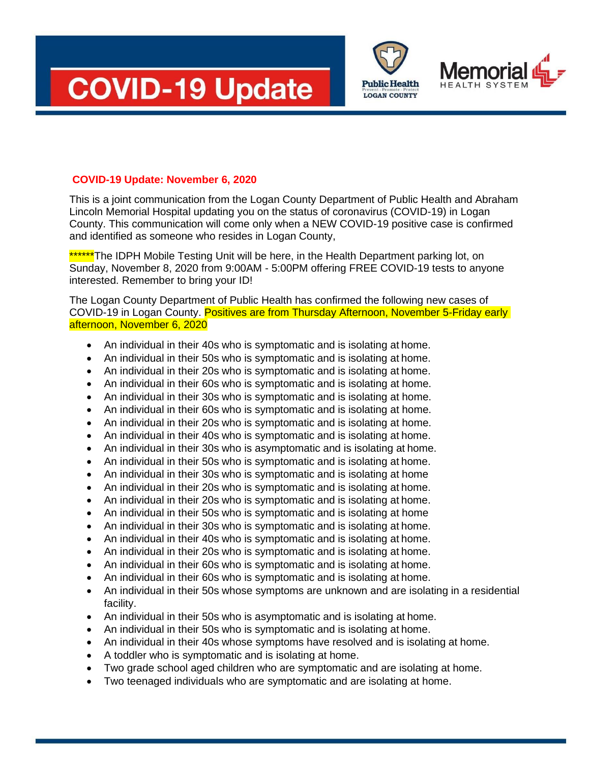# COVID-19 Update

Public Health
Prevent · Promote · Protect
LOGAN COUNTY

Memorial
HEALTH SYSTEM

**COVID-19 Update: November 6, 2020**

This is a joint communication from the Logan County Department of Public Health and Abraham Lincoln Memorial Hospital updating you on the status of coronavirus (COVID-19) in Logan County. This communication will come only when a NEW COVID-19 positive case is confirmed and identified as someone who resides in Logan County,

******The IDPH Mobile Testing Unit will be here, in the Health Department parking lot, on Sunday, November 8, 2020 from 9:00AM - 5:00PM offering FREE COVID-19 tests to anyone interested. Remember to bring your ID!

The Logan County Department of Public Health has confirmed the following new cases of COVID-19 in Logan County. Positives are from Thursday Afternoon, November 5-Friday early afternoon, November 6, 2020

- An individual in their 40s who is symptomatic and is isolating at home.
- An individual in their 50s who is symptomatic and is isolating at home.
- An individual in their 20s who is symptomatic and is isolating at home.
- An individual in their 60s who is symptomatic and is isolating at home.
- An individual in their 30s who is symptomatic and is isolating at home.
- An individual in their 60s who is symptomatic and is isolating at home.
- An individual in their 20s who is symptomatic and is isolating at home.
- An individual in their 40s who is symptomatic and is isolating at home.
- An individual in their 30s who is asymptomatic and is isolating at home.
- An individual in their 50s who is symptomatic and is isolating at home.
- An individual in their 30s who is symptomatic and is isolating at home
- An individual in their 20s who is symptomatic and is isolating at home.
- An individual in their 20s who is symptomatic and is isolating at home.
- An individual in their 50s who is symptomatic and is isolating at home
- An individual in their 30s who is symptomatic and is isolating at home.
- An individual in their 40s who is symptomatic and is isolating at home.
- An individual in their 20s who is symptomatic and is isolating at home.
- An individual in their 60s who is symptomatic and is isolating at home.
- An individual in their 60s who is symptomatic and is isolating at home.
- An individual in their 50s whose symptoms are unknown and are isolating in a residential facility.
- An individual in their 50s who is asymptomatic and is isolating at home.
- An individual in their 50s who is symptomatic and is isolating at home.
- An individual in their 40s whose symptoms have resolved and is isolating at home.
- A toddler who is symptomatic and is isolating at home.
- Two grade school aged children who are symptomatic and are isolating at home.
- Two teenaged individuals who are symptomatic and are isolating at home.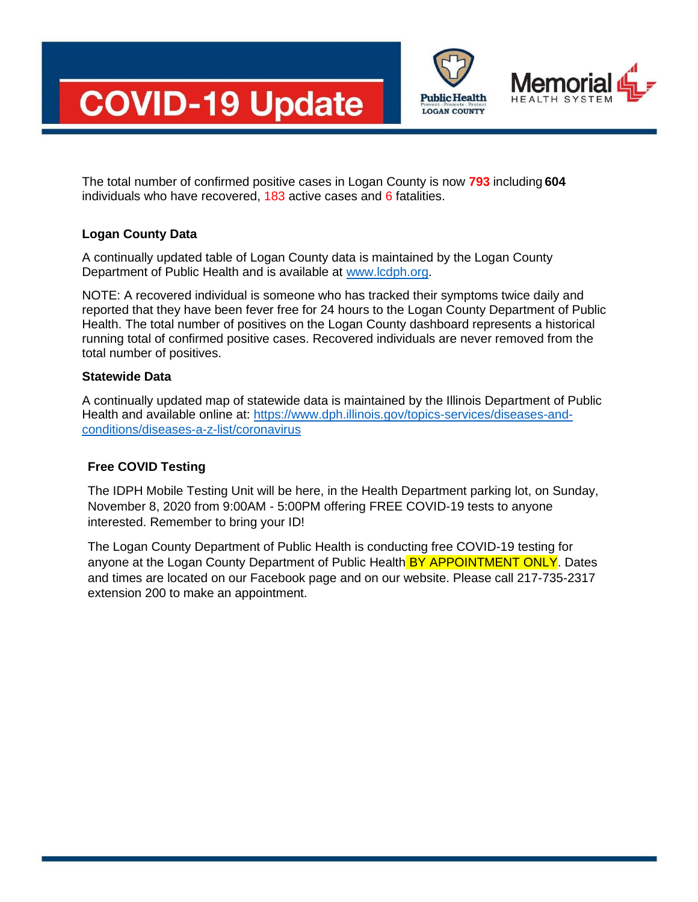# COVID-19 Update

Public Health
Prevent · Promote · Protect
LOGAN COUNTY

Memorial
HEALTH SYSTEM

The total number of confirmed positive cases in Logan County is now **793** including **604** individuals who have recovered, 183 active cases and 6 fatalities.

**Logan County Data**

A continually updated table of Logan County data is maintained by the Logan County Department of Public Health and is available at www.lcdph.org.

NOTE: A recovered individual is someone who has tracked their symptoms twice daily and reported that they have been fever free for 24 hours to the Logan County Department of Public Health. The total number of positives on the Logan County dashboard represents a historical running total of confirmed positive cases. Recovered individuals are never removed from the total number of positives.

**Statewide Data**

A continually updated map of statewide data is maintained by the Illinois Department of Public Health and available online at: https://www.dph.illinois.gov/topics-services/diseases-and-conditions/diseases-a-z-list/coronavirus

**Free COVID Testing**

The IDPH Mobile Testing Unit will be here, in the Health Department parking lot, on Sunday, November 8, 2020 from 9:00AM - 5:00PM offering FREE COVID-19 tests to anyone interested. Remember to bring your ID!

The Logan County Department of Public Health is conducting free COVID-19 testing for anyone at the Logan County Department of Public Health BY APPOINTMENT ONLY. Dates and times are located on our Facebook page and on our website. Please call 217-735-2317 extension 200 to make an appointment.